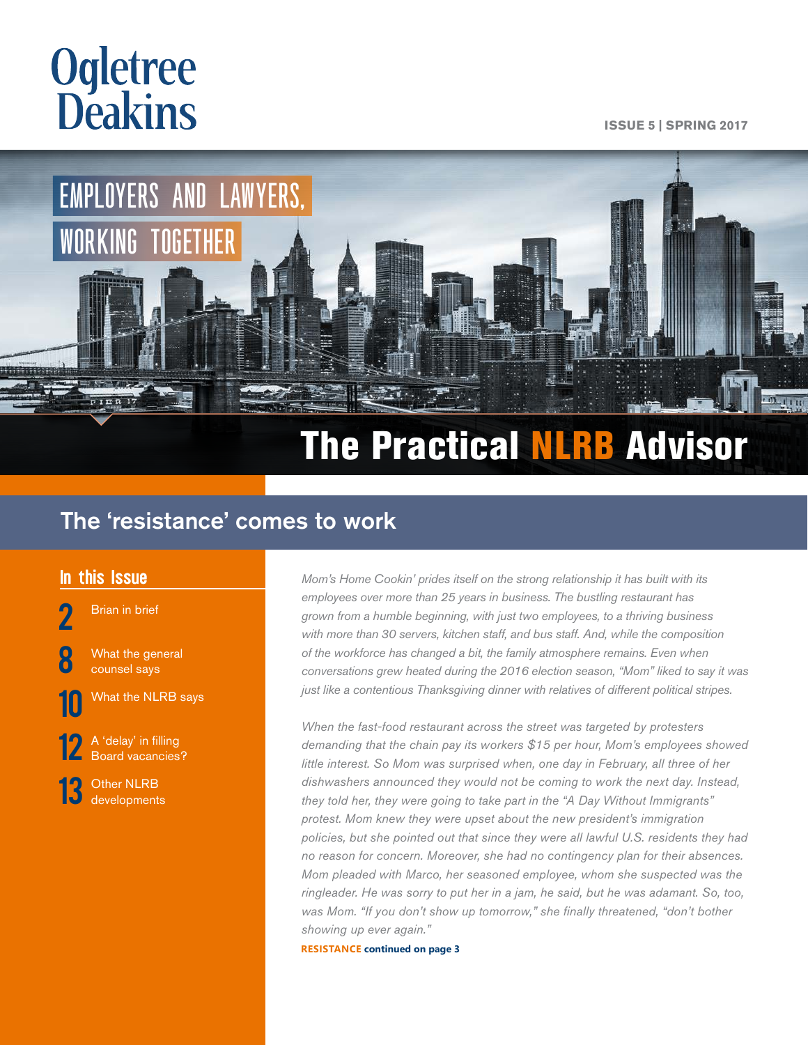Ogletree Deakins

ISSUE 5 | SPRING 2017

EMPLOYERS AND LAWYERS, WORKING TOGETHER

# The Practical NLRB Advisor

## The 'resistance' comes to work

### In this Issue

- **2** Brian in brief
- **8** What the general counsel says
- **10** What the NLRB says
- **12** A 'delay' in filling Board vacancies?
- **13** Other NLRB developments

*Mom's Home Cookin' prides itself on the strong relationship it has built with its employees over more than 25 years in business. The bustling restaurant has grown from a humble beginning, with just two employees, to a thriving business with more than 30 servers, kitchen staff, and bus staff. And, while the composition of the workforce has changed a bit, the family atmosphere remains. Even when conversations grew heated during the 2016 election season, "Mom" liked to say it was just like a contentious Thanksgiving dinner with relatives of different political stripes.*

*When the fast-food restaurant across the street was targeted by protesters demanding that the chain pay its workers $15 per hour, Mom's employees showed little interest. So Mom was surprised when, one day in February, all three of her dishwashers announced they would not be coming to work the next day. Instead, they told her, they were going to take part in the "A Day Without Immigrants" protest. Mom knew they were upset about the new president's immigration policies, but she pointed out that since they were all lawful U.S. residents they had no reason for concern. Moreover, she had no contingency plan for their absences. Mom pleaded with Marco, her seasoned employee, whom she suspected was the ringleader. He was sorry to put her in a jam, he said, but he was adamant. So, too, was Mom. "If you don't show up tomorrow," she finally threatened, "don't bother showing up ever again."*

**RESISTANCE continued on page 3**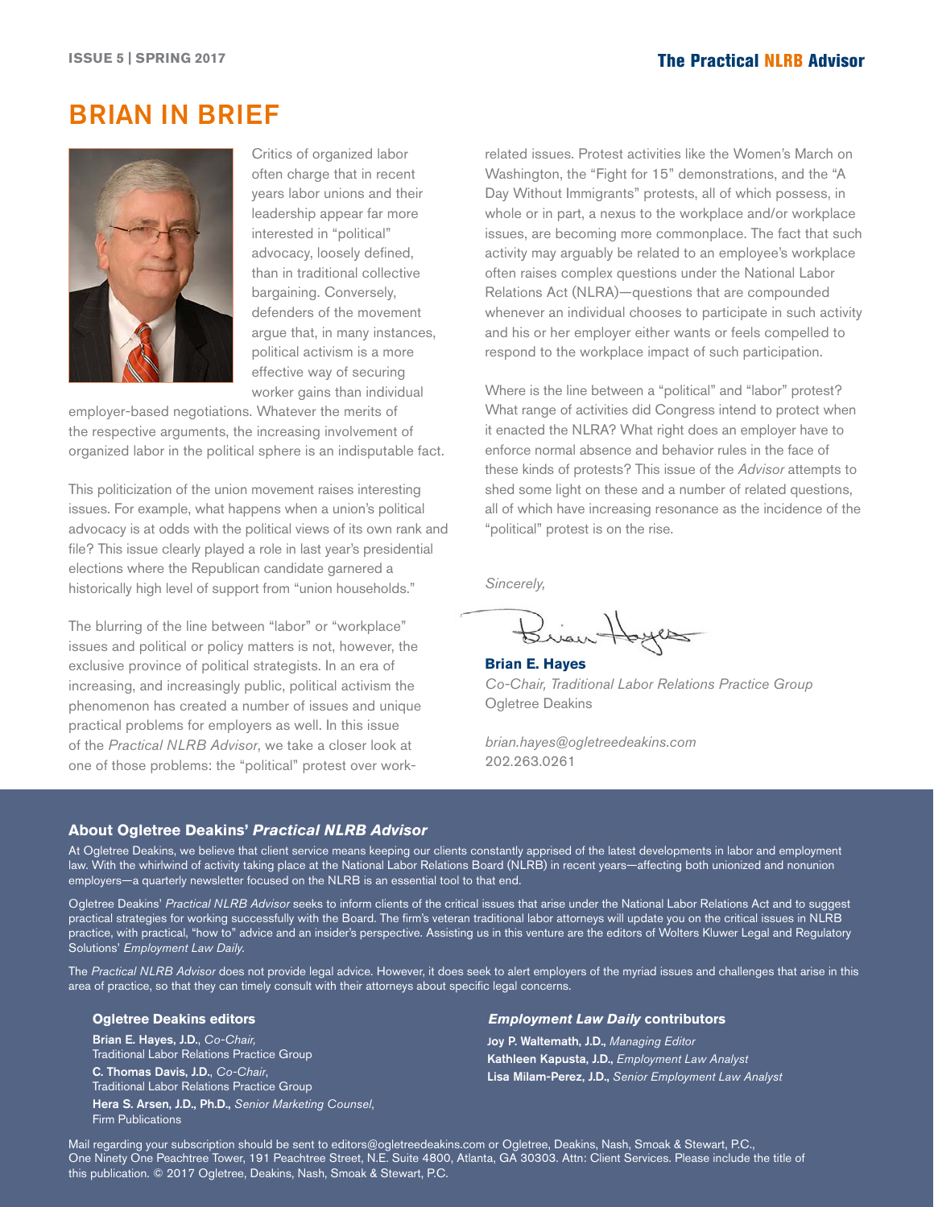# BRIAN IN BRIEF

Critics of organized labor often charge that in recent years labor unions and their leadership appear far more interested in "political" advocacy, loosely defined, than in traditional collective bargaining. Conversely, defenders of the movement argue that, in many instances, political activism is a more effective way of securing worker gains than individual employer-based negotiations. Whatever the merits of the respective arguments, the increasing involvement of organized labor in the political sphere is an indisputable fact.

This politicization of the union movement raises interesting issues. For example, what happens when a union's political advocacy is at odds with the political views of its own rank and file? This issue clearly played a role in last year's presidential elections where the Republican candidate garnered a historically high level of support from "union households."

The blurring of the line between "labor" or "workplace" issues and political or policy matters is not, however, the exclusive province of political strategists. In an era of increasing, and increasingly public, political activism the phenomenon has created a number of issues and unique practical problems for employers as well. In this issue of the *Practical NLRB Advisor*, we take a closer look at one of those problems: the "political" protest over work-related issues. Protest activities like the Women's March on Washington, the "Fight for 15" demonstrations, and the "A Day Without Immigrants" protests, all of which possess, in whole or in part, a nexus to the workplace and/or workplace issues, are becoming more commonplace. The fact that such activity may arguably be related to an employee's workplace often raises complex questions under the National Labor Relations Act (NLRA)—questions that are compounded whenever an individual chooses to participate in such activity and his or her employer either wants or feels compelled to respond to the workplace impact of such participation.

Where is the line between a "political" and "labor" protest? What range of activities did Congress intend to protect when it enacted the NLRA? What right does an employer have to enforce normal absence and behavior rules in the face of these kinds of protests? This issue of the *Advisor* attempts to shed some light on these and a number of related questions, all of which have increasing resonance as the incidence of the "political" protest is on the rise.

*Sincerely,*

**Brian E. Hayes**
*Co-Chair, Traditional Labor Relations Practice Group*
Ogletree Deakins

*brian.hayes@ogletreedeakins.com*
202.263.0261

### About Ogletree Deakins' *Practical NLRB Advisor*

At Ogletree Deakins, we believe that client service means keeping our clients constantly apprised of the latest developments in labor and employment law. With the whirlwind of activity taking place at the National Labor Relations Board (NLRB) in recent years—affecting both unionized and nonunion employers—a quarterly newsletter focused on the NLRB is an essential tool to that end.

Ogletree Deakins' *Practical NLRB Advisor* seeks to inform clients of the critical issues that arise under the National Labor Relations Act and to suggest practical strategies for working successfully with the Board. The firm's veteran traditional labor attorneys will update you on the critical issues in NLRB practice, with practical, "how to" advice and an insider's perspective. Assisting us in this venture are the editors of Wolters Kluwer Legal and Regulatory Solutions' *Employment Law Daily*.

The *Practical NLRB Advisor* does not provide legal advice. However, it does seek to alert employers of the myriad issues and challenges that arise in this area of practice, so that they can timely consult with their attorneys about specific legal concerns.

#### Ogletree Deakins editors

**Brian E. Hayes, J.D.**, *Co-Chair,*
Traditional Labor Relations Practice Group
**C. Thomas Davis, J.D.**, *Co-Chair*,
Traditional Labor Relations Practice Group
**Hera S. Arsen, J.D., Ph.D.,** *Senior Marketing Counsel*,
Firm Publications

#### *Employment Law Daily* contributors

**Joy P. Waltemath, J.D.,** *Managing Editor*
**Kathleen Kapusta, J.D.,** *Employment Law Analyst*
**Lisa Milam-Perez, J.D.,** *Senior Employment Law Analyst*

Mail regarding your subscription should be sent to editors@ogletreedeakins.com or Ogletree, Deakins, Nash, Smoak & Stewart, P.C., One Ninety One Peachtree Tower, 191 Peachtree Street, N.E. Suite 4800, Atlanta, GA 30303. Attn: Client Services. Please include the title of this publication. © 2017 Ogletree, Deakins, Nash, Smoak & Stewart, P.C.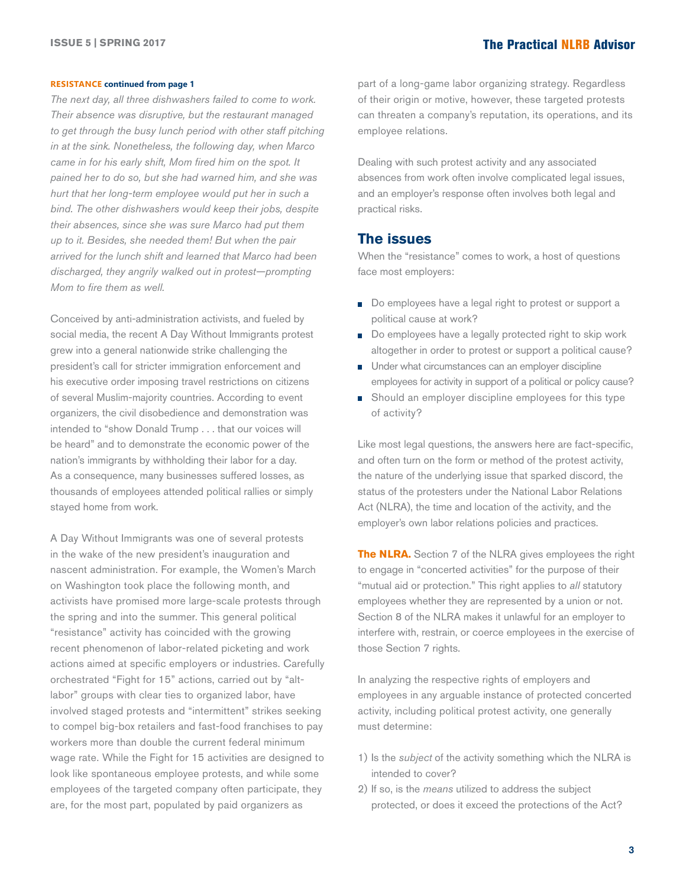**RESISTANCE continued from page 1**

*The next day, all three dishwashers failed to come to work. Their absence was disruptive, but the restaurant managed to get through the busy lunch period with other staff pitching in at the sink. Nonetheless, the following day, when Marco came in for his early shift, Mom fired him on the spot. It pained her to do so, but she had warned him, and she was hurt that her long-term employee would put her in such a bind. The other dishwashers would keep their jobs, despite their absences, since she was sure Marco had put them up to it. Besides, she needed them! But when the pair arrived for the lunch shift and learned that Marco had been discharged, they angrily walked out in protest—prompting Mom to fire them as well.*

Conceived by anti-administration activists, and fueled by social media, the recent A Day Without Immigrants protest grew into a general nationwide strike challenging the president's call for stricter immigration enforcement and his executive order imposing travel restrictions on citizens of several Muslim-majority countries. According to event organizers, the civil disobedience and demonstration was intended to "show Donald Trump . . . that our voices will be heard" and to demonstrate the economic power of the nation's immigrants by withholding their labor for a day. As a consequence, many businesses suffered losses, as thousands of employees attended political rallies or simply stayed home from work.

A Day Without Immigrants was one of several protests in the wake of the new president's inauguration and nascent administration. For example, the Women's March on Washington took place the following month, and activists have promised more large-scale protests through the spring and into the summer. This general political "resistance" activity has coincided with the growing recent phenomenon of labor-related picketing and work actions aimed at specific employers or industries. Carefully orchestrated "Fight for 15" actions, carried out by "alt-labor" groups with clear ties to organized labor, have involved staged protests and "intermittent" strikes seeking to compel big-box retailers and fast-food franchises to pay workers more than double the current federal minimum wage rate. While the Fight for 15 activities are designed to look like spontaneous employee protests, and while some employees of the targeted company often participate, they are, for the most part, populated by paid organizers as part of a long-game labor organizing strategy. Regardless of their origin or motive, however, these targeted protests can threaten a company's reputation, its operations, and its employee relations.

Dealing with such protest activity and any associated absences from work often involve complicated legal issues, and an employer's response often involves both legal and practical risks.

## The issues

When the "resistance" comes to work, a host of questions face most employers:

- Do employees have a legal right to protest or support a political cause at work?
- Do employees have a legally protected right to skip work altogether in order to protest or support a political cause?
- Under what circumstances can an employer discipline employees for activity in support of a political or policy cause?
- Should an employer discipline employees for this type of activity?

Like most legal questions, the answers here are fact-specific, and often turn on the form or method of the protest activity, the nature of the underlying issue that sparked discord, the status of the protesters under the National Labor Relations Act (NLRA), the time and location of the activity, and the employer's own labor relations policies and practices.

**The NLRA.** Section 7 of the NLRA gives employees the right to engage in "concerted activities" for the purpose of their "mutual aid or protection." This right applies to *all* statutory employees whether they are represented by a union or not. Section 8 of the NLRA makes it unlawful for an employer to interfere with, restrain, or coerce employees in the exercise of those Section 7 rights.

In analyzing the respective rights of employers and employees in any arguable instance of protected concerted activity, including political protest activity, one generally must determine:

1) Is the *subject* of the activity something which the NLRA is intended to cover?
2) If so, is the *means* utilized to address the subject protected, or does it exceed the protections of the Act?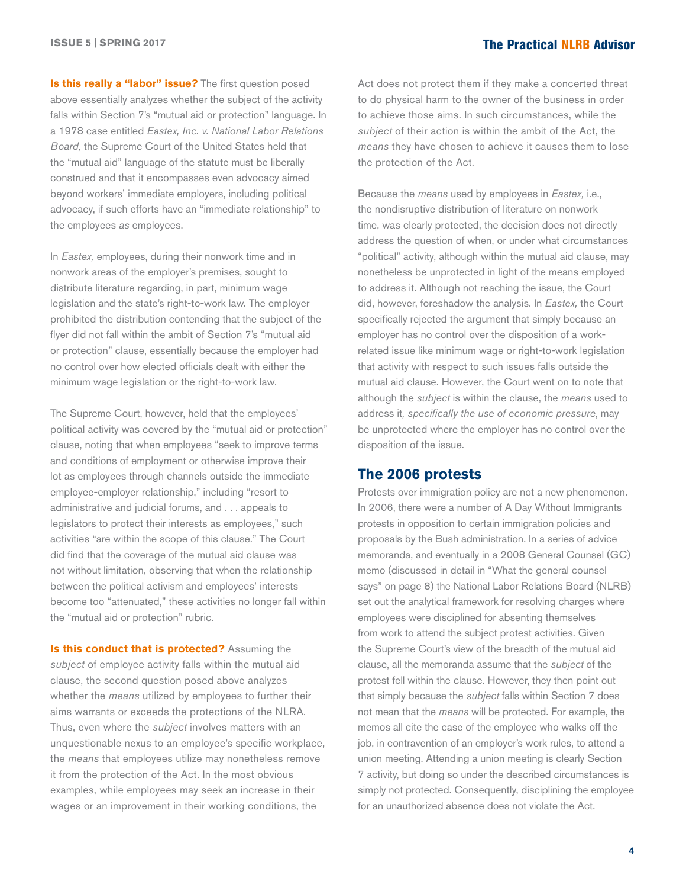**Is this really a "labor" issue?** The first question posed above essentially analyzes whether the subject of the activity falls within Section 7's "mutual aid or protection" language. In a 1978 case entitled *Eastex, Inc. v. National Labor Relations Board,* the Supreme Court of the United States held that the "mutual aid" language of the statute must be liberally construed and that it encompasses even advocacy aimed beyond workers' immediate employers, including political advocacy, if such efforts have an "immediate relationship" to the employees *as* employees.

In *Eastex,* employees, during their nonwork time and in nonwork areas of the employer's premises, sought to distribute literature regarding, in part, minimum wage legislation and the state's right-to-work law. The employer prohibited the distribution contending that the subject of the flyer did not fall within the ambit of Section 7's "mutual aid or protection" clause, essentially because the employer had no control over how elected officials dealt with either the minimum wage legislation or the right-to-work law.

The Supreme Court, however, held that the employees' political activity was covered by the "mutual aid or protection" clause, noting that when employees "seek to improve terms and conditions of employment or otherwise improve their lot as employees through channels outside the immediate employee-employer relationship," including "resort to administrative and judicial forums, and . . . appeals to legislators to protect their interests as employees," such activities "are within the scope of this clause." The Court did find that the coverage of the mutual aid clause was not without limitation, observing that when the relationship between the political activism and employees' interests become too "attenuated," these activities no longer fall within the "mutual aid or protection" rubric.

**Is this conduct that is protected?** Assuming the *subject* of employee activity falls within the mutual aid clause, the second question posed above analyzes whether the *means* utilized by employees to further their aims warrants or exceeds the protections of the NLRA. Thus, even where the *subject* involves matters with an unquestionable nexus to an employee's specific workplace, the *means* that employees utilize may nonetheless remove it from the protection of the Act. In the most obvious examples, while employees may seek an increase in their wages or an improvement in their working conditions, the Act does not protect them if they make a concerted threat to do physical harm to the owner of the business in order to achieve those aims. In such circumstances, while the *subject* of their action is within the ambit of the Act, the *means* they have chosen to achieve it causes them to lose the protection of the Act.

Because the *means* used by employees in *Eastex,* i.e., the nondisruptive distribution of literature on nonwork time, was clearly protected, the decision does not directly address the question of when, or under what circumstances "political" activity, although within the mutual aid clause, may nonetheless be unprotected in light of the means employed to address it. Although not reaching the issue, the Court did, however, foreshadow the analysis. In *Eastex,* the Court specifically rejected the argument that simply because an employer has no control over the disposition of a work-related issue like minimum wage or right-to-work legislation that activity with respect to such issues falls outside the mutual aid clause. However, the Court went on to note that although the *subject* is within the clause, the *means* used to address it, *specifically the use of economic pressure*, may be unprotected where the employer has no control over the disposition of the issue.

## The 2006 protests

Protests over immigration policy are not a new phenomenon. In 2006, there were a number of A Day Without Immigrants protests in opposition to certain immigration policies and proposals by the Bush administration. In a series of advice memoranda, and eventually in a 2008 General Counsel (GC) memo (discussed in detail in "What the general counsel says" on page 8) the National Labor Relations Board (NLRB) set out the analytical framework for resolving charges where employees were disciplined for absenting themselves from work to attend the subject protest activities. Given the Supreme Court's view of the breadth of the mutual aid clause, all the memoranda assume that the *subject* of the protest fell within the clause. However, they then point out that simply because the *subject* falls within Section 7 does not mean that the *means* will be protected. For example, the memos all cite the case of the employee who walks off the job, in contravention of an employer's work rules, to attend a union meeting. Attending a union meeting is clearly Section 7 activity, but doing so under the described circumstances is simply not protected. Consequently, disciplining the employee for an unauthorized absence does not violate the Act.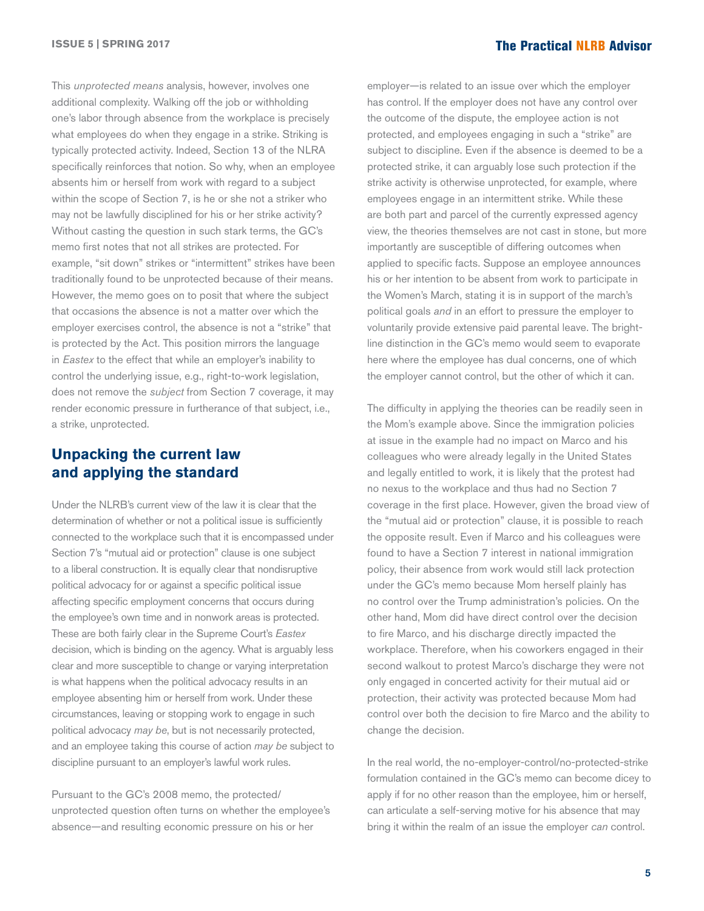This *unprotected means* analysis, however, involves one additional complexity. Walking off the job or withholding one's labor through absence from the workplace is precisely what employees do when they engage in a strike. Striking is typically protected activity. Indeed, Section 13 of the NLRA specifically reinforces that notion. So why, when an employee absents him or herself from work with regard to a subject within the scope of Section 7, is he or she not a striker who may not be lawfully disciplined for his or her strike activity? Without casting the question in such stark terms, the GC's memo first notes that not all strikes are protected. For example, "sit down" strikes or "intermittent" strikes have been traditionally found to be unprotected because of their means. However, the memo goes on to posit that where the subject that occasions the absence is not a matter over which the employer exercises control, the absence is not a "strike" that is protected by the Act. This position mirrors the language in *Eastex* to the effect that while an employer's inability to control the underlying issue, e.g., right-to-work legislation, does not remove the *subject* from Section 7 coverage, it may render economic pressure in furtherance of that subject, i.e., a strike, unprotected.

## Unpacking the current law and applying the standard

Under the NLRB's current view of the law it is clear that the determination of whether or not a political issue is sufficiently connected to the workplace such that it is encompassed under Section 7's "mutual aid or protection" clause is one subject to a liberal construction. It is equally clear that nondisruptive political advocacy for or against a specific political issue affecting specific employment concerns that occurs during the employee's own time and in nonwork areas is protected. These are both fairly clear in the Supreme Court's *Eastex* decision, which is binding on the agency. What is arguably less clear and more susceptible to change or varying interpretation is what happens when the political advocacy results in an employee absenting him or herself from work. Under these circumstances, leaving or stopping work to engage in such political advocacy *may be*, but is not necessarily protected, and an employee taking this course of action *may be* subject to discipline pursuant to an employer's lawful work rules.

Pursuant to the GC's 2008 memo, the protected/unprotected question often turns on whether the employee's absence—and resulting economic pressure on his or her employer—is related to an issue over which the employer has control. If the employer does not have any control over the outcome of the dispute, the employee action is not protected, and employees engaging in such a "strike" are subject to discipline. Even if the absence is deemed to be a protected strike, it can arguably lose such protection if the strike activity is otherwise unprotected, for example, where employees engage in an intermittent strike. While these are both part and parcel of the currently expressed agency view, the theories themselves are not cast in stone, but more importantly are susceptible of differing outcomes when applied to specific facts. Suppose an employee announces his or her intention to be absent from work to participate in the Women's March, stating it is in support of the march's political goals *and* in an effort to pressure the employer to voluntarily provide extensive paid parental leave. The bright-line distinction in the GC's memo would seem to evaporate here where the employee has dual concerns, one of which the employer cannot control, but the other of which it can.

The difficulty in applying the theories can be readily seen in the Mom's example above. Since the immigration policies at issue in the example had no impact on Marco and his colleagues who were already legally in the United States and legally entitled to work, it is likely that the protest had no nexus to the workplace and thus had no Section 7 coverage in the first place. However, given the broad view of the "mutual aid or protection" clause, it is possible to reach the opposite result. Even if Marco and his colleagues were found to have a Section 7 interest in national immigration policy, their absence from work would still lack protection under the GC's memo because Mom herself plainly has no control over the Trump administration's policies. On the other hand, Mom did have direct control over the decision to fire Marco, and his discharge directly impacted the workplace. Therefore, when his coworkers engaged in their second walkout to protest Marco's discharge they were not only engaged in concerted activity for their mutual aid or protection, their activity was protected because Mom had control over both the decision to fire Marco and the ability to change the decision.

In the real world, the no-employer-control/no-protected-strike formulation contained in the GC's memo can become dicey to apply if for no other reason than the employee, him or herself, can articulate a self-serving motive for his absence that may bring it within the realm of an issue the employer *can* control.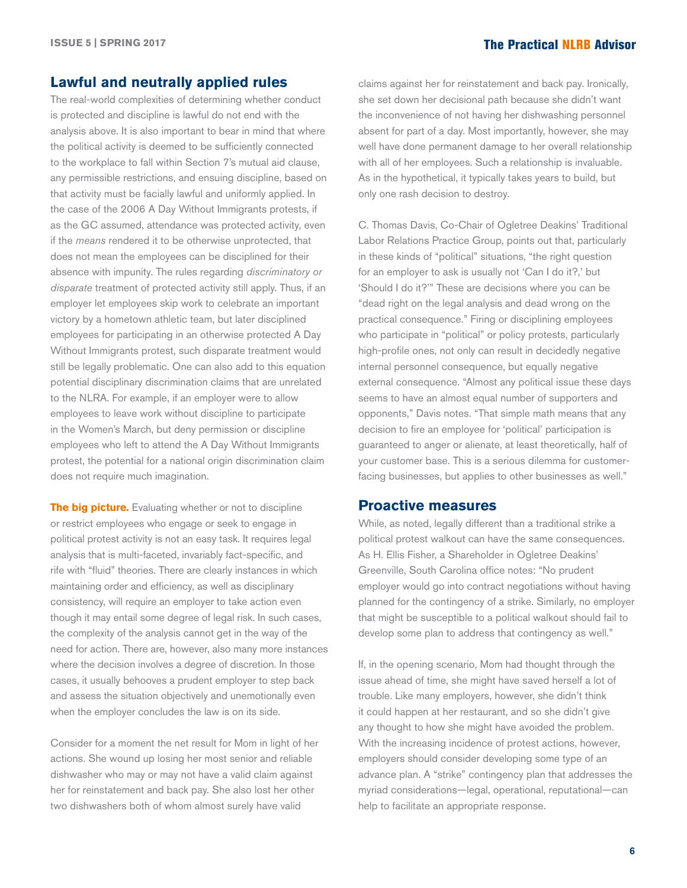## Lawful and neutrally applied rules

The real-world complexities of determining whether conduct is protected and discipline is lawful do not end with the analysis above. It is also important to bear in mind that where the political activity is deemed to be sufficiently connected to the workplace to fall within Section 7's mutual aid clause, any permissible restrictions, and ensuing discipline, based on that activity must be facially lawful and uniformly applied. In the case of the 2006 A Day Without Immigrants protests, if as the GC assumed, attendance was protected activity, even if the *means* rendered it to be otherwise unprotected, that does not mean the employees can be disciplined for their absence with impunity. The rules regarding *discriminatory or disparate* treatment of protected activity still apply. Thus, if an employer let employees skip work to celebrate an important victory by a hometown athletic team, but later disciplined employees for participating in an otherwise protected A Day Without Immigrants protest, such disparate treatment would still be legally problematic. One can also add to this equation potential disciplinary discrimination claims that are unrelated to the NLRA. For example, if an employer were to allow employees to leave work without discipline to participate in the Women's March, but deny permission or discipline employees who left to attend the A Day Without Immigrants protest, the potential for a national origin discrimination claim does not require much imagination.

**The big picture.** Evaluating whether or not to discipline or restrict employees who engage or seek to engage in political protest activity is not an easy task. It requires legal analysis that is multi-faceted, invariably fact-specific, and rife with "fluid" theories. There are clearly instances in which maintaining order and efficiency, as well as disciplinary consistency, will require an employer to take action even though it may entail some degree of legal risk. In such cases, the complexity of the analysis cannot get in the way of the need for action. There are, however, also many more instances where the decision involves a degree of discretion. In those cases, it usually behooves a prudent employer to step back and assess the situation objectively and unemotionally even when the employer concludes the law is on its side.

Consider for a moment the net result for Mom in light of her actions. She wound up losing her most senior and reliable dishwasher who may or may not have a valid claim against her for reinstatement and back pay. She also lost her other two dishwashers both of whom almost surely have valid claims against her for reinstatement and back pay. Ironically, she set down her decisional path because she didn't want the inconvenience of not having her dishwashing personnel absent for part of a day. Most importantly, however, she may well have done permanent damage to her overall relationship with all of her employees. Such a relationship is invaluable. As in the hypothetical, it typically takes years to build, but only one rash decision to destroy.

C. Thomas Davis, Co-Chair of Ogletree Deakins' Traditional Labor Relations Practice Group, points out that, particularly in these kinds of "political" situations, "the right question for an employer to ask is usually not 'Can I do it?,' but 'Should I do it?'" These are decisions where you can be "dead right on the legal analysis and dead wrong on the practical consequence." Firing or disciplining employees who participate in "political" or policy protests, particularly high-profile ones, not only can result in decidedly negative internal personnel consequence, but equally negative external consequence. "Almost any political issue these days seems to have an almost equal number of supporters and opponents," Davis notes. "That simple math means that any decision to fire an employee for 'political' participation is guaranteed to anger or alienate, at least theoretically, half of your customer base. This is a serious dilemma for customer-facing businesses, but applies to other businesses as well."

## Proactive measures

While, as noted, legally different than a traditional strike a political protest walkout can have the same consequences. As H. Ellis Fisher, a Shareholder in Ogletree Deakins' Greenville, South Carolina office notes: "No prudent employer would go into contract negotiations without having planned for the contingency of a strike. Similarly, no employer that might be susceptible to a political walkout should fail to develop some plan to address that contingency as well."

If, in the opening scenario, Mom had thought through the issue ahead of time, she might have saved herself a lot of trouble. Like many employers, however, she didn't think it could happen at her restaurant, and so she didn't give any thought to how she might have avoided the problem. With the increasing incidence of protest actions, however, employers should consider developing some type of an advance plan. A "strike" contingency plan that addresses the myriad considerations—legal, operational, reputational—can help to facilitate an appropriate response.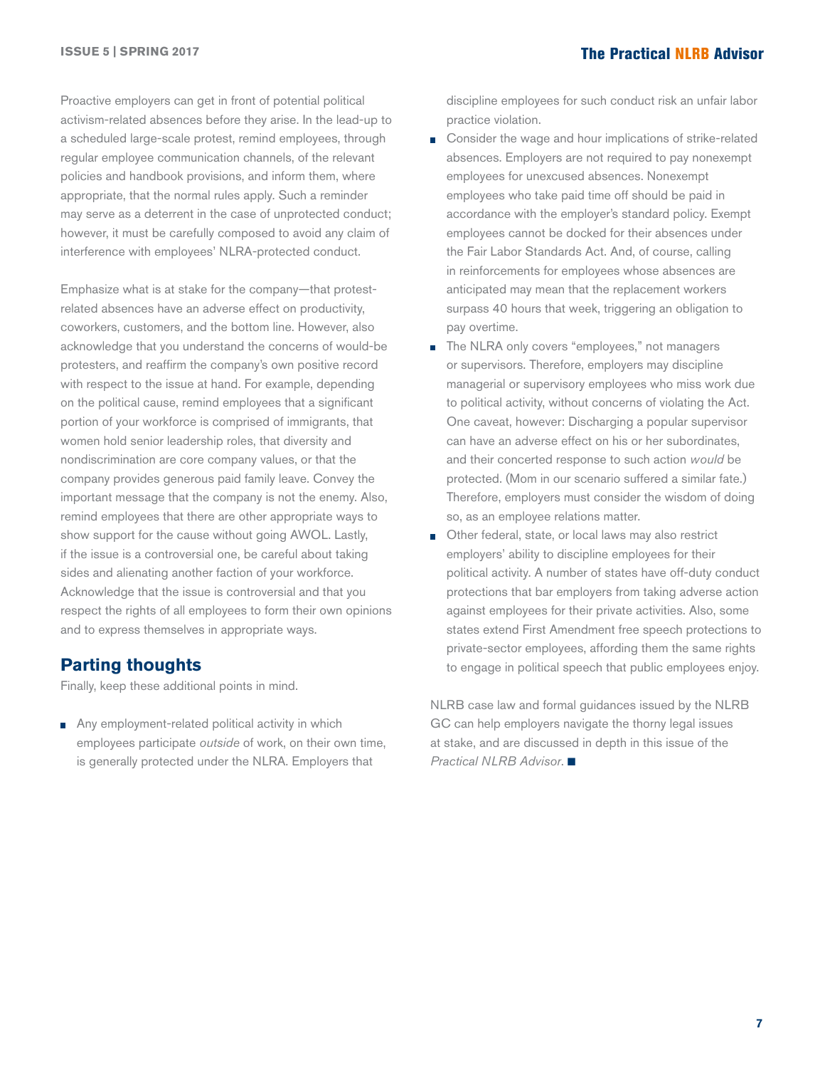Proactive employers can get in front of potential political activism-related absences before they arise. In the lead-up to a scheduled large-scale protest, remind employees, through regular employee communication channels, of the relevant policies and handbook provisions, and inform them, where appropriate, that the normal rules apply. Such a reminder may serve as a deterrent in the case of unprotected conduct; however, it must be carefully composed to avoid any claim of interference with employees' NLRA-protected conduct.

Emphasize what is at stake for the company—that protest-related absences have an adverse effect on productivity, coworkers, customers, and the bottom line. However, also acknowledge that you understand the concerns of would-be protesters, and reaffirm the company's own positive record with respect to the issue at hand. For example, depending on the political cause, remind employees that a significant portion of your workforce is comprised of immigrants, that women hold senior leadership roles, that diversity and nondiscrimination are core company values, or that the company provides generous paid family leave. Convey the important message that the company is not the enemy. Also, remind employees that there are other appropriate ways to show support for the cause without going AWOL. Lastly, if the issue is a controversial one, be careful about taking sides and alienating another faction of your workforce. Acknowledge that the issue is controversial and that you respect the rights of all employees to form their own opinions and to express themselves in appropriate ways.

## Parting thoughts

Finally, keep these additional points in mind.

- Any employment-related political activity in which employees participate *outside* of work, on their own time, is generally protected under the NLRA. Employers that discipline employees for such conduct risk an unfair labor practice violation.
- Consider the wage and hour implications of strike-related absences. Employers are not required to pay nonexempt employees for unexcused absences. Nonexempt employees who take paid time off should be paid in accordance with the employer's standard policy. Exempt employees cannot be docked for their absences under the Fair Labor Standards Act. And, of course, calling in reinforcements for employees whose absences are anticipated may mean that the replacement workers surpass 40 hours that week, triggering an obligation to pay overtime.
- The NLRA only covers "employees," not managers or supervisors. Therefore, employers may discipline managerial or supervisory employees who miss work due to political activity, without concerns of violating the Act. One caveat, however: Discharging a popular supervisor can have an adverse effect on his or her subordinates, and their concerted response to such action *would* be protected. (Mom in our scenario suffered a similar fate.) Therefore, employers must consider the wisdom of doing so, as an employee relations matter.
- Other federal, state, or local laws may also restrict employers' ability to discipline employees for their political activity. A number of states have off-duty conduct protections that bar employers from taking adverse action against employees for their private activities. Also, some states extend First Amendment free speech protections to private-sector employees, affording them the same rights to engage in political speech that public employees enjoy.

NLRB case law and formal guidances issued by the NLRB GC can help employers navigate the thorny legal issues at stake, and are discussed in depth in this issue of the *Practical NLRB Advisor*. ■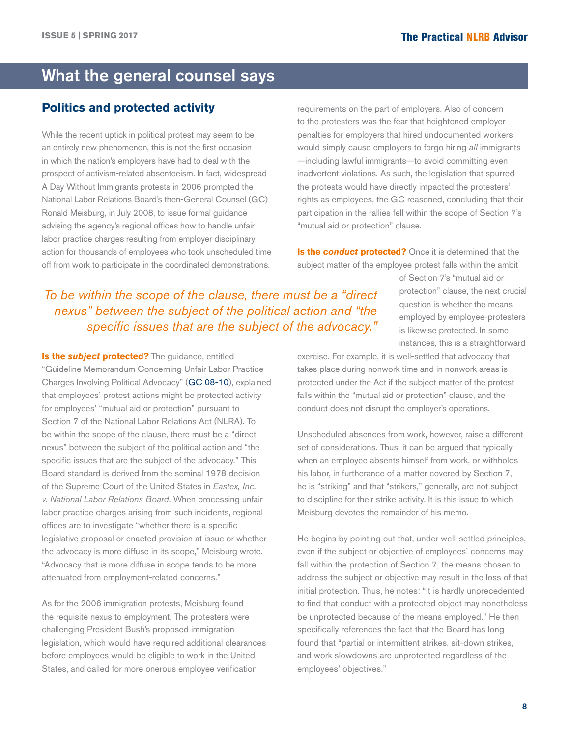## What the general counsel says

### Politics and protected activity

While the recent uptick in political protest may seem to be an entirely new phenomenon, this is not the first occasion in which the nation's employers have had to deal with the prospect of activism-related absenteeism. In fact, widespread A Day Without Immigrants protests in 2006 prompted the National Labor Relations Board's then-General Counsel (GC) Ronald Meisburg, in July 2008, to issue formal guidance advising the agency's regional offices how to handle unfair labor practice charges resulting from employer disciplinary action for thousands of employees who took unscheduled time off from work to participate in the coordinated demonstrations.

*To be within the scope of the clause, there must be a "direct nexus" between the subject of the political action and "the specific issues that are the subject of the advocacy."*

**Is the *subject* protected?** The guidance, entitled "Guideline Memorandum Concerning Unfair Labor Practice Charges Involving Political Advocacy" (GC 08-10), explained that employees' protest actions might be protected activity for employees' "mutual aid or protection" pursuant to Section 7 of the National Labor Relations Act (NLRA). To be within the scope of the clause, there must be a "direct nexus" between the subject of the political action and "the specific issues that are the subject of the advocacy." This Board standard is derived from the seminal 1978 decision of the Supreme Court of the United States in *Eastex, Inc. v. National Labor Relations Board*. When processing unfair labor practice charges arising from such incidents, regional offices are to investigate "whether there is a specific legislative proposal or enacted provision at issue or whether the advocacy is more diffuse in its scope," Meisburg wrote. "Advocacy that is more diffuse in scope tends to be more attenuated from employment-related concerns."

As for the 2006 immigration protests, Meisburg found the requisite nexus to employment. The protesters were challenging President Bush's proposed immigration legislation, which would have required additional clearances before employees would be eligible to work in the United States, and called for more onerous employee verification requirements on the part of employers. Also of concern to the protesters was the fear that heightened employer penalties for employers that hired undocumented workers would simply cause employers to forgo hiring *all* immigrants —including lawful immigrants—to avoid committing even inadvertent violations. As such, the legislation that spurred the protests would have directly impacted the protesters' rights as employees, the GC reasoned, concluding that their participation in the rallies fell within the scope of Section 7's "mutual aid or protection" clause.

**Is the *conduct* protected?** Once it is determined that the subject matter of the employee protest falls within the ambit of Section 7's "mutual aid or protection" clause, the next crucial question is whether the means employed by employee-protesters is likewise protected. In some instances, this is a straightforward exercise. For example, it is well-settled that advocacy that takes place during nonwork time and in nonwork areas is protected under the Act if the subject matter of the protest falls within the "mutual aid or protection" clause, and the conduct does not disrupt the employer's operations.

Unscheduled absences from work, however, raise a different set of considerations. Thus, it can be argued that typically, when an employee absents himself from work, or withholds his labor, in furtherance of a matter covered by Section 7, he is "striking" and that "strikers," generally, are not subject to discipline for their strike activity. It is this issue to which Meisburg devotes the remainder of his memo.

He begins by pointing out that, under well-settled principles, even if the subject or objective of employees' concerns may fall within the protection of Section 7, the means chosen to address the subject or objective may result in the loss of that initial protection. Thus, he notes: "It is hardly unprecedented to find that conduct with a protected object may nonetheless be unprotected because of the means employed." He then specifically references the fact that the Board has long found that "partial or intermittent strikes, sit-down strikes, and work slowdowns are unprotected regardless of the employees' objectives."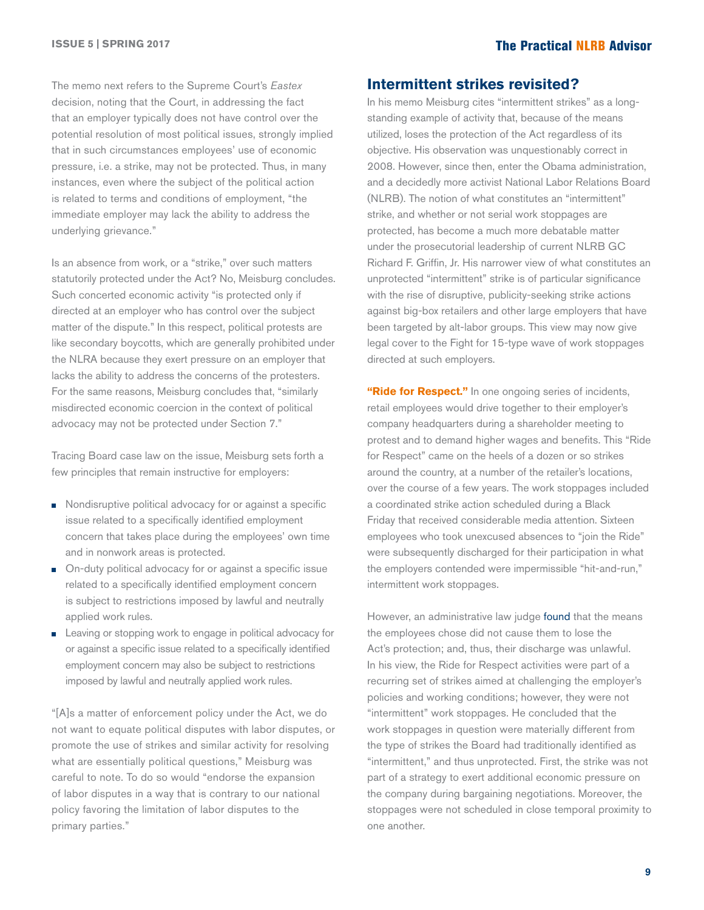The memo next refers to the Supreme Court's *Eastex* decision, noting that the Court, in addressing the fact that an employer typically does not have control over the potential resolution of most political issues, strongly implied that in such circumstances employees' use of economic pressure, i.e. a strike, may not be protected. Thus, in many instances, even where the subject of the political action is related to terms and conditions of employment, "the immediate employer may lack the ability to address the underlying grievance."

Is an absence from work, or a "strike," over such matters statutorily protected under the Act? No, Meisburg concludes. Such concerted economic activity "is protected only if directed at an employer who has control over the subject matter of the dispute." In this respect, political protests are like secondary boycotts, which are generally prohibited under the NLRA because they exert pressure on an employer that lacks the ability to address the concerns of the protesters. For the same reasons, Meisburg concludes that, "similarly misdirected economic coercion in the context of political advocacy may not be protected under Section 7."

Tracing Board case law on the issue, Meisburg sets forth a few principles that remain instructive for employers:

- Nondisruptive political advocacy for or against a specific issue related to a specifically identified employment concern that takes place during the employees' own time and in nonwork areas is protected.
- On-duty political advocacy for or against a specific issue related to a specifically identified employment concern is subject to restrictions imposed by lawful and neutrally applied work rules.
- Leaving or stopping work to engage in political advocacy for or against a specific issue related to a specifically identified employment concern may also be subject to restrictions imposed by lawful and neutrally applied work rules.

"[A]s a matter of enforcement policy under the Act, we do not want to equate political disputes with labor disputes, or promote the use of strikes and similar activity for resolving what are essentially political questions," Meisburg was careful to note. To do so would "endorse the expansion of labor disputes in a way that is contrary to our national policy favoring the limitation of labor disputes to the primary parties."

## Intermittent strikes revisited?

In his memo Meisburg cites "intermittent strikes" as a long-standing example of activity that, because of the means utilized, loses the protection of the Act regardless of its objective. His observation was unquestionably correct in 2008. However, since then, enter the Obama administration, and a decidedly more activist National Labor Relations Board (NLRB). The notion of what constitutes an "intermittent" strike, and whether or not serial work stoppages are protected, has become a much more debatable matter under the prosecutorial leadership of current NLRB GC Richard F. Griffin, Jr. His narrower view of what constitutes an unprotected "intermittent" strike is of particular significance with the rise of disruptive, publicity-seeking strike actions against big-box retailers and other large employers that have been targeted by alt-labor groups. This view may now give legal cover to the Fight for 15-type wave of work stoppages directed at such employers.

**"Ride for Respect."** In one ongoing series of incidents, retail employees would drive together to their employer's company headquarters during a shareholder meeting to protest and to demand higher wages and benefits. This "Ride for Respect" came on the heels of a dozen or so strikes around the country, at a number of the retailer's locations, over the course of a few years. The work stoppages included a coordinated strike action scheduled during a Black Friday that received considerable media attention. Sixteen employees who took unexcused absences to "join the Ride" were subsequently discharged for their participation in what the employers contended were impermissible "hit-and-run," intermittent work stoppages.

However, an administrative law judge found that the means the employees chose did not cause them to lose the Act's protection; and, thus, their discharge was unlawful. In his view, the Ride for Respect activities were part of a recurring set of strikes aimed at challenging the employer's policies and working conditions; however, they were not "intermittent" work stoppages. He concluded that the work stoppages in question were materially different from the type of strikes the Board had traditionally identified as "intermittent," and thus unprotected. First, the strike was not part of a strategy to exert additional economic pressure on the company during bargaining negotiations. Moreover, the stoppages were not scheduled in close temporal proximity to one another.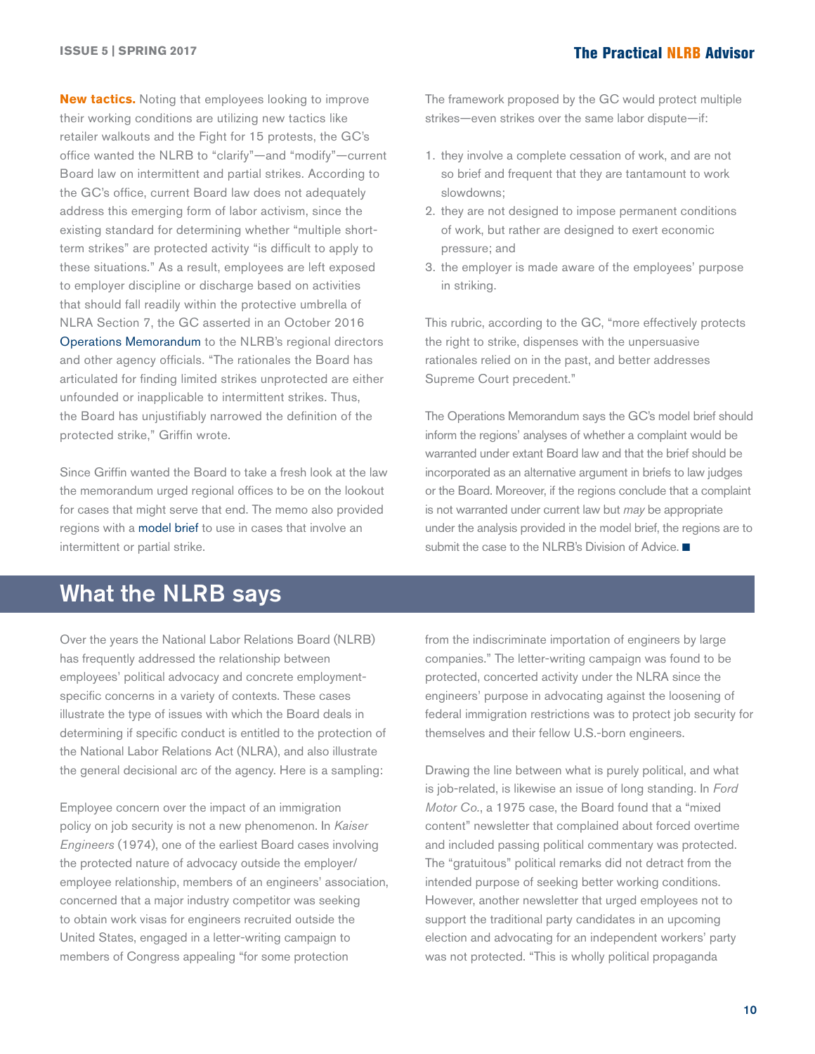**New tactics.** Noting that employees looking to improve their working conditions are utilizing new tactics like retailer walkouts and the Fight for 15 protests, the GC's office wanted the NLRB to "clarify"—and "modify"—current Board law on intermittent and partial strikes. According to the GC's office, current Board law does not adequately address this emerging form of labor activism, since the existing standard for determining whether "multiple short-term strikes" are protected activity "is difficult to apply to these situations." As a result, employees are left exposed to employer discipline or discharge based on activities that should fall readily within the protective umbrella of NLRA Section 7, the GC asserted in an October 2016 Operations Memorandum to the NLRB's regional directors and other agency officials. "The rationales the Board has articulated for finding limited strikes unprotected are either unfounded or inapplicable to intermittent strikes. Thus, the Board has unjustifiably narrowed the definition of the protected strike," Griffin wrote.

Since Griffin wanted the Board to take a fresh look at the law the memorandum urged regional offices to be on the lookout for cases that might serve that end. The memo also provided regions with a model brief to use in cases that involve an intermittent or partial strike.

The framework proposed by the GC would protect multiple strikes—even strikes over the same labor dispute—if:

1. they involve a complete cessation of work, and are not so brief and frequent that they are tantamount to work slowdowns;
2. they are not designed to impose permanent conditions of work, but rather are designed to exert economic pressure; and
3. the employer is made aware of the employees' purpose in striking.

This rubric, according to the GC, "more effectively protects the right to strike, dispenses with the unpersuasive rationales relied on in the past, and better addresses Supreme Court precedent."

The Operations Memorandum says the GC's model brief should inform the regions' analyses of whether a complaint would be warranted under extant Board law and that the brief should be incorporated as an alternative argument in briefs to law judges or the Board. Moreover, if the regions conclude that a complaint is not warranted under current law but *may* be appropriate under the analysis provided in the model brief, the regions are to submit the case to the NLRB's Division of Advice. ■

## What the NLRB says

Over the years the National Labor Relations Board (NLRB) has frequently addressed the relationship between employees' political advocacy and concrete employment-specific concerns in a variety of contexts. These cases illustrate the type of issues with which the Board deals in determining if specific conduct is entitled to the protection of the National Labor Relations Act (NLRA), and also illustrate the general decisional arc of the agency. Here is a sampling:

Employee concern over the impact of an immigration policy on job security is not a new phenomenon. In *Kaiser Engineers* (1974), one of the earliest Board cases involving the protected nature of advocacy outside the employer/employee relationship, members of an engineers' association, concerned that a major industry competitor was seeking to obtain work visas for engineers recruited outside the United States, engaged in a letter-writing campaign to members of Congress appealing "for some protection from the indiscriminate importation of engineers by large companies." The letter-writing campaign was found to be protected, concerted activity under the NLRA since the engineers' purpose in advocating against the loosening of federal immigration restrictions was to protect job security for themselves and their fellow U.S.-born engineers.

Drawing the line between what is purely political, and what is job-related, is likewise an issue of long standing. In *Ford Motor Co.*, a 1975 case, the Board found that a "mixed content" newsletter that complained about forced overtime and included passing political commentary was protected. The "gratuitous" political remarks did not detract from the intended purpose of seeking better working conditions. However, another newsletter that urged employees not to support the traditional party candidates in an upcoming election and advocating for an independent workers' party was not protected. "This is wholly political propaganda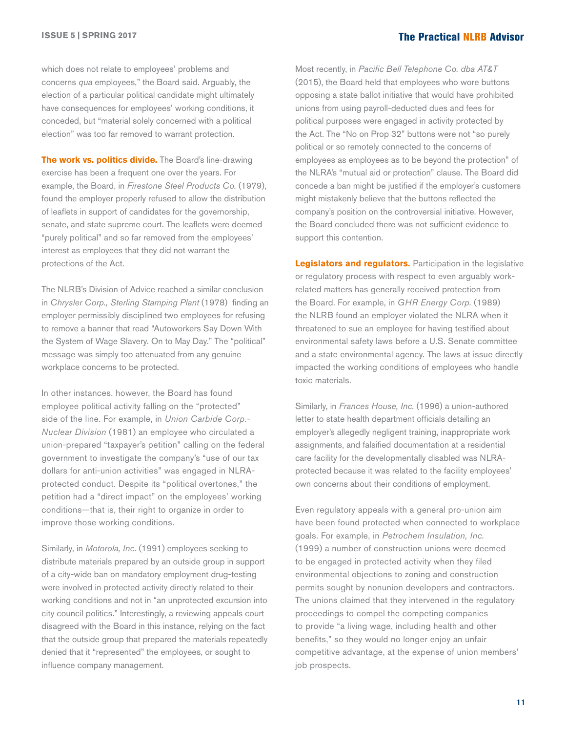which does not relate to employees' problems and concerns *qua* employees," the Board said. Arguably, the election of a particular political candidate might ultimately have consequences for employees' working conditions, it conceded, but "material solely concerned with a political election" was too far removed to warrant protection.

**The work vs. politics divide.** The Board's line-drawing exercise has been a frequent one over the years. For example, the Board, in *Firestone Steel Products Co.* (1979), found the employer properly refused to allow the distribution of leaflets in support of candidates for the governorship, senate, and state supreme court. The leaflets were deemed "purely political" and so far removed from the employees' interest as employees that they did not warrant the protections of the Act.

The NLRB's Division of Advice reached a similar conclusion in *Chrysler Corp., Sterling Stamping Plant* (1978) finding an employer permissibly disciplined two employees for refusing to remove a banner that read "Autoworkers Say Down With the System of Wage Slavery. On to May Day." The "political" message was simply too attenuated from any genuine workplace concerns to be protected.

In other instances, however, the Board has found employee political activity falling on the "protected" side of the line. For example, in *Union Carbide Corp.-Nuclear Division* (1981) an employee who circulated a union-prepared "taxpayer's petition" calling on the federal government to investigate the company's "use of our tax dollars for anti-union activities" was engaged in NLRA-protected conduct. Despite its "political overtones," the petition had a "direct impact" on the employees' working conditions—that is, their right to organize in order to improve those working conditions.

Similarly, in *Motorola, Inc.* (1991) employees seeking to distribute materials prepared by an outside group in support of a city-wide ban on mandatory employment drug-testing were involved in protected activity directly related to their working conditions and not in "an unprotected excursion into city council politics." Interestingly, a reviewing appeals court disagreed with the Board in this instance, relying on the fact that the outside group that prepared the materials repeatedly denied that it "represented" the employees, or sought to influence company management.

Most recently, in *Pacific Bell Telephone Co. dba AT&T* (2015), the Board held that employees who wore buttons opposing a state ballot initiative that would have prohibited unions from using payroll-deducted dues and fees for political purposes were engaged in activity protected by the Act. The "No on Prop 32" buttons were not "so purely political or so remotely connected to the concerns of employees as employees as to be beyond the protection" of the NLRA's "mutual aid or protection" clause. The Board did concede a ban might be justified if the employer's customers might mistakenly believe that the buttons reflected the company's position on the controversial initiative. However, the Board concluded there was not sufficient evidence to support this contention.

**Legislators and regulators.** Participation in the legislative or regulatory process with respect to even arguably work-related matters has generally received protection from the Board. For example, in *GHR Energy Corp.* (1989) the NLRB found an employer violated the NLRA when it threatened to sue an employee for having testified about environmental safety laws before a U.S. Senate committee and a state environmental agency. The laws at issue directly impacted the working conditions of employees who handle toxic materials.

Similarly, in *Frances House, Inc.* (1996) a union-authored letter to state health department officials detailing an employer's allegedly negligent training, inappropriate work assignments, and falsified documentation at a residential care facility for the developmentally disabled was NLRA-protected because it was related to the facility employees' own concerns about their conditions of employment.

Even regulatory appeals with a general pro-union aim have been found protected when connected to workplace goals. For example, in *Petrochem Insulation, Inc.* (1999) a number of construction unions were deemed to be engaged in protected activity when they filed environmental objections to zoning and construction permits sought by nonunion developers and contractors. The unions claimed that they intervened in the regulatory proceedings to compel the competing companies to provide "a living wage, including health and other benefits," so they would no longer enjoy an unfair competitive advantage, at the expense of union members' job prospects.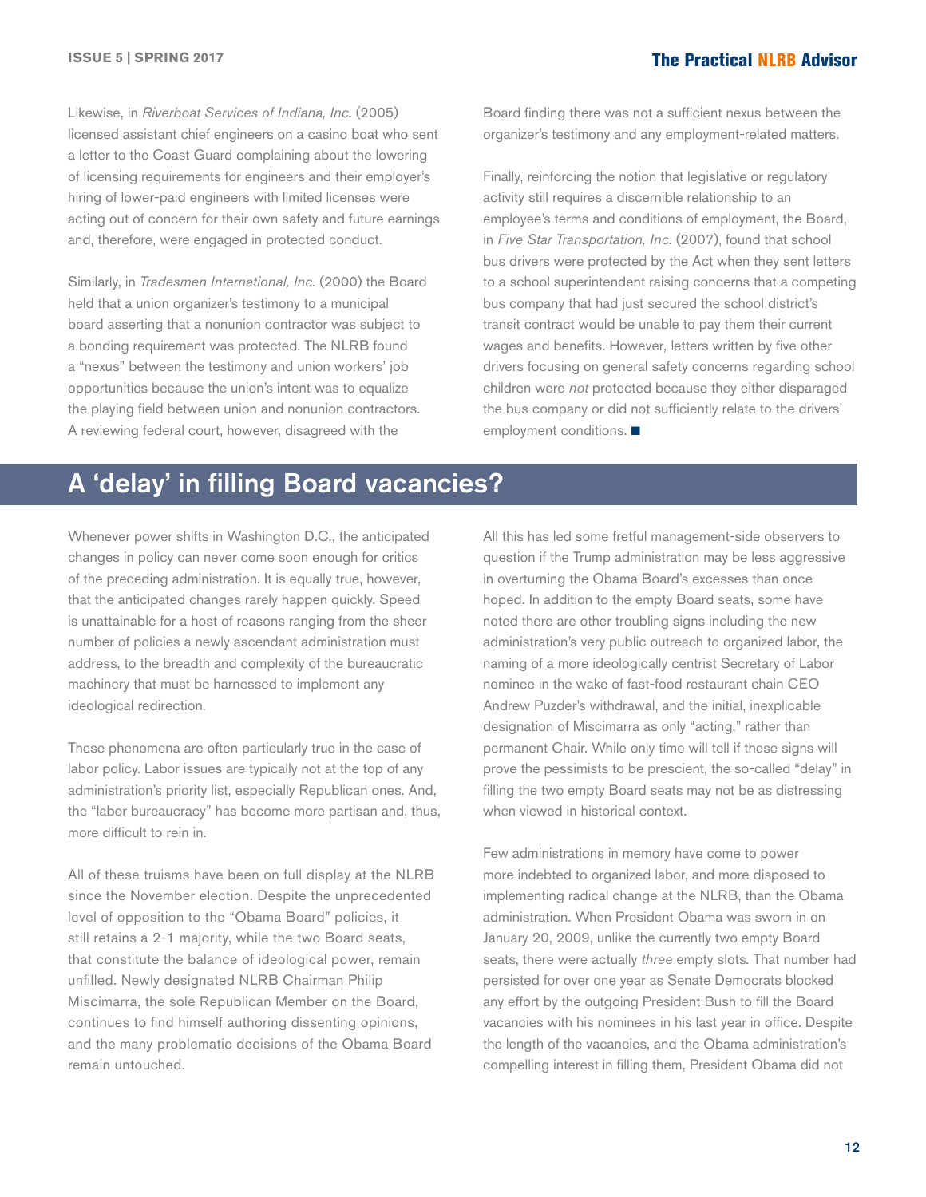Likewise, in *Riverboat Services of Indiana, Inc.* (2005) licensed assistant chief engineers on a casino boat who sent a letter to the Coast Guard complaining about the lowering of licensing requirements for engineers and their employer's hiring of lower-paid engineers with limited licenses were acting out of concern for their own safety and future earnings and, therefore, were engaged in protected conduct.

Similarly, in *Tradesmen International, Inc.* (2000) the Board held that a union organizer's testimony to a municipal board asserting that a nonunion contractor was subject to a bonding requirement was protected. The NLRB found a "nexus" between the testimony and union workers' job opportunities because the union's intent was to equalize the playing field between union and nonunion contractors. A reviewing federal court, however, disagreed with the Board finding there was not a sufficient nexus between the organizer's testimony and any employment-related matters.

Finally, reinforcing the notion that legislative or regulatory activity still requires a discernible relationship to an employee's terms and conditions of employment, the Board, in *Five Star Transportation, Inc.* (2007), found that school bus drivers were protected by the Act when they sent letters to a school superintendent raising concerns that a competing bus company that had just secured the school district's transit contract would be unable to pay them their current wages and benefits. However, letters written by five other drivers focusing on general safety concerns regarding school children were *not* protected because they either disparaged the bus company or did not sufficiently relate to the drivers' employment conditions. ■

## A 'delay' in filling Board vacancies?

Whenever power shifts in Washington D.C., the anticipated changes in policy can never come soon enough for critics of the preceding administration. It is equally true, however, that the anticipated changes rarely happen quickly. Speed is unattainable for a host of reasons ranging from the sheer number of policies a newly ascendant administration must address, to the breadth and complexity of the bureaucratic machinery that must be harnessed to implement any ideological redirection.

These phenomena are often particularly true in the case of labor policy. Labor issues are typically not at the top of any administration's priority list, especially Republican ones. And, the "labor bureaucracy" has become more partisan and, thus, more difficult to rein in.

All of these truisms have been on full display at the NLRB since the November election. Despite the unprecedented level of opposition to the "Obama Board" policies, it still retains a 2-1 majority, while the two Board seats, that constitute the balance of ideological power, remain unfilled. Newly designated NLRB Chairman Philip Miscimarra, the sole Republican Member on the Board, continues to find himself authoring dissenting opinions, and the many problematic decisions of the Obama Board remain untouched.

All this has led some fretful management-side observers to question if the Trump administration may be less aggressive in overturning the Obama Board's excesses than once hoped. In addition to the empty Board seats, some have noted there are other troubling signs including the new administration's very public outreach to organized labor, the naming of a more ideologically centrist Secretary of Labor nominee in the wake of fast-food restaurant chain CEO Andrew Puzder's withdrawal, and the initial, inexplicable designation of Miscimarra as only "acting," rather than permanent Chair. While only time will tell if these signs will prove the pessimists to be prescient, the so-called "delay" in filling the two empty Board seats may not be as distressing when viewed in historical context.

Few administrations in memory have come to power more indebted to organized labor, and more disposed to implementing radical change at the NLRB, than the Obama administration. When President Obama was sworn in on January 20, 2009, unlike the currently two empty Board seats, there were actually *three* empty slots. That number had persisted for over one year as Senate Democrats blocked any effort by the outgoing President Bush to fill the Board vacancies with his nominees in his last year in office. Despite the length of the vacancies, and the Obama administration's compelling interest in filling them, President Obama did not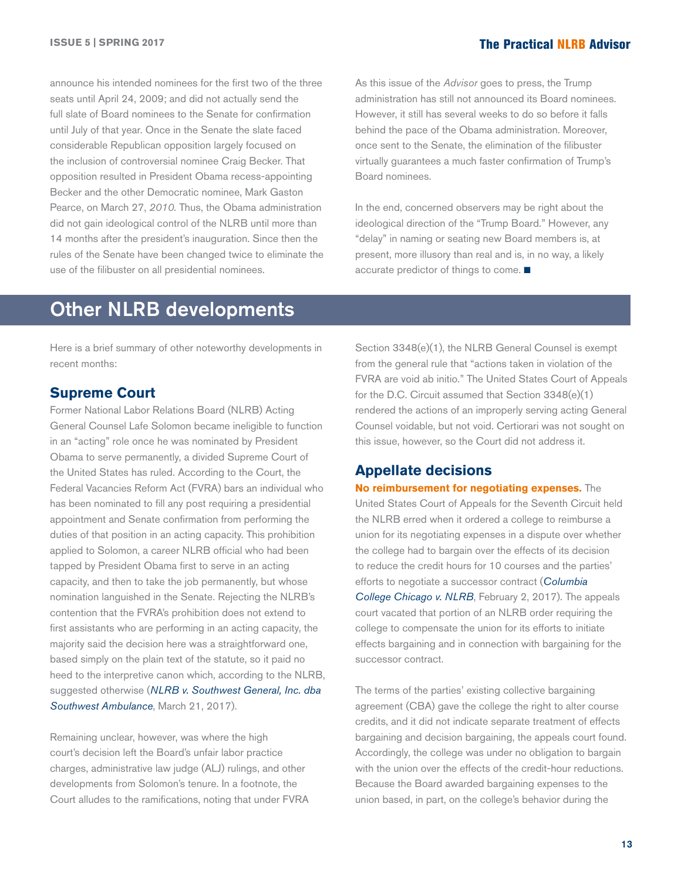announce his intended nominees for the first two of the three seats until April 24, 2009; and did not actually send the full slate of Board nominees to the Senate for confirmation until July of that year. Once in the Senate the slate faced considerable Republican opposition largely focused on the inclusion of controversial nominee Craig Becker. That opposition resulted in President Obama recess-appointing Becker and the other Democratic nominee, Mark Gaston Pearce, on March 27, *2010*. Thus, the Obama administration did not gain ideological control of the NLRB until more than 14 months after the president's inauguration. Since then the rules of the Senate have been changed twice to eliminate the use of the filibuster on all presidential nominees.

As this issue of the *Advisor* goes to press, the Trump administration has still not announced its Board nominees. However, it still has several weeks to do so before it falls behind the pace of the Obama administration. Moreover, once sent to the Senate, the elimination of the filibuster virtually guarantees a much faster confirmation of Trump's Board nominees.

In the end, concerned observers may be right about the ideological direction of the "Trump Board." However, any "delay" in naming or seating new Board members is, at present, more illusory than real and is, in no way, a likely accurate predictor of things to come. ■

# Other NLRB developments

Here is a brief summary of other noteworthy developments in recent months:

## Supreme Court

Former National Labor Relations Board (NLRB) Acting General Counsel Lafe Solomon became ineligible to function in an "acting" role once he was nominated by President Obama to serve permanently, a divided Supreme Court of the United States has ruled. According to the Court, the Federal Vacancies Reform Act (FVRA) bars an individual who has been nominated to fill any post requiring a presidential appointment and Senate confirmation from performing the duties of that position in an acting capacity. This prohibition applied to Solomon, a career NLRB official who had been tapped by President Obama first to serve in an acting capacity, and then to take the job permanently, but whose nomination languished in the Senate. Rejecting the NLRB's contention that the FVRA's prohibition does not extend to first assistants who are performing in an acting capacity, the majority said the decision here was a straightforward one, based simply on the plain text of the statute, so it paid no heed to the interpretive canon which, according to the NLRB, suggested otherwise (*NLRB v. Southwest General, Inc. dba Southwest Ambulance*, March 21, 2017).

Remaining unclear, however, was where the high court's decision left the Board's unfair labor practice charges, administrative law judge (ALJ) rulings, and other developments from Solomon's tenure. In a footnote, the Court alludes to the ramifications, noting that under FVRA Section 3348(e)(1), the NLRB General Counsel is exempt from the general rule that "actions taken in violation of the FVRA are void ab initio." The United States Court of Appeals for the D.C. Circuit assumed that Section 3348(e)(1) rendered the actions of an improperly serving acting General Counsel voidable, but not void. Certiorari was not sought on this issue, however, so the Court did not address it.

## Appellate decisions

**No reimbursement for negotiating expenses.** The United States Court of Appeals for the Seventh Circuit held the NLRB erred when it ordered a college to reimburse a union for its negotiating expenses in a dispute over whether the college had to bargain over the effects of its decision to reduce the credit hours for 10 courses and the parties' efforts to negotiate a successor contract (*Columbia College Chicago v. NLRB*, February 2, 2017). The appeals court vacated that portion of an NLRB order requiring the college to compensate the union for its efforts to initiate effects bargaining and in connection with bargaining for the successor contract.

The terms of the parties' existing collective bargaining agreement (CBA) gave the college the right to alter course credits, and it did not indicate separate treatment of effects bargaining and decision bargaining, the appeals court found. Accordingly, the college was under no obligation to bargain with the union over the effects of the credit-hour reductions. Because the Board awarded bargaining expenses to the union based, in part, on the college's behavior during the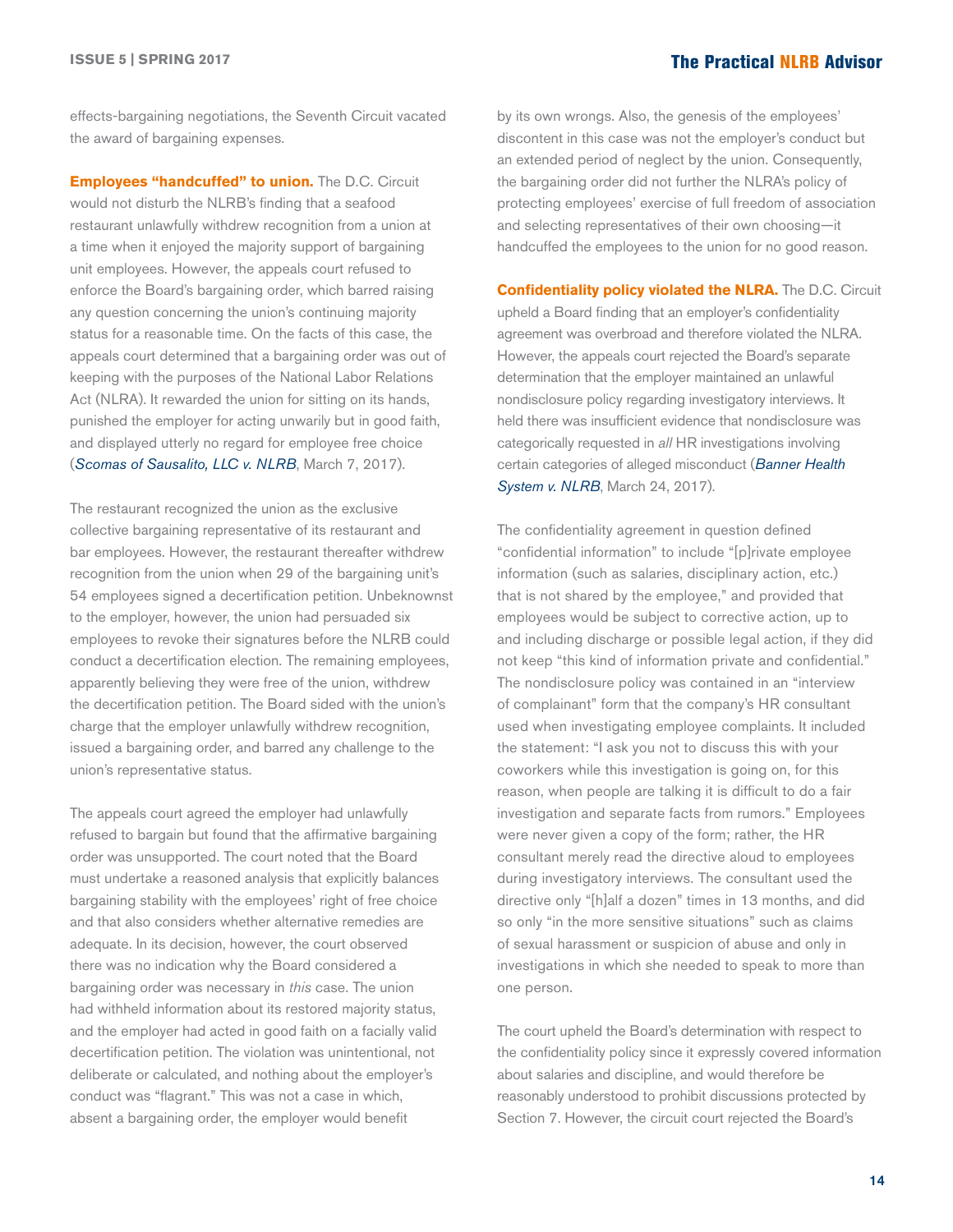effects-bargaining negotiations, the Seventh Circuit vacated the award of bargaining expenses.

**Employees "handcuffed" to union.** The D.C. Circuit would not disturb the NLRB's finding that a seafood restaurant unlawfully withdrew recognition from a union at a time when it enjoyed the majority support of bargaining unit employees. However, the appeals court refused to enforce the Board's bargaining order, which barred raising any question concerning the union's continuing majority status for a reasonable time. On the facts of this case, the appeals court determined that a bargaining order was out of keeping with the purposes of the National Labor Relations Act (NLRA). It rewarded the union for sitting on its hands, punished the employer for acting unwarily but in good faith, and displayed utterly no regard for employee free choice (*Scomas of Sausalito, LLC v. NLRB*, March 7, 2017).

The restaurant recognized the union as the exclusive collective bargaining representative of its restaurant and bar employees. However, the restaurant thereafter withdrew recognition from the union when 29 of the bargaining unit's 54 employees signed a decertification petition. Unbeknownst to the employer, however, the union had persuaded six employees to revoke their signatures before the NLRB could conduct a decertification election. The remaining employees, apparently believing they were free of the union, withdrew the decertification petition. The Board sided with the union's charge that the employer unlawfully withdrew recognition, issued a bargaining order, and barred any challenge to the union's representative status.

The appeals court agreed the employer had unlawfully refused to bargain but found that the affirmative bargaining order was unsupported. The court noted that the Board must undertake a reasoned analysis that explicitly balances bargaining stability with the employees' right of free choice and that also considers whether alternative remedies are adequate. In its decision, however, the court observed there was no indication why the Board considered a bargaining order was necessary in *this* case. The union had withheld information about its restored majority status, and the employer had acted in good faith on a facially valid decertification petition. The violation was unintentional, not deliberate or calculated, and nothing about the employer's conduct was "flagrant." This was not a case in which, absent a bargaining order, the employer would benefit by its own wrongs. Also, the genesis of the employees' discontent in this case was not the employer's conduct but an extended period of neglect by the union. Consequently, the bargaining order did not further the NLRA's policy of protecting employees' exercise of full freedom of association and selecting representatives of their own choosing—it handcuffed the employees to the union for no good reason.

**Confidentiality policy violated the NLRA.** The D.C. Circuit upheld a Board finding that an employer's confidentiality agreement was overbroad and therefore violated the NLRA. However, the appeals court rejected the Board's separate determination that the employer maintained an unlawful nondisclosure policy regarding investigatory interviews. It held there was insufficient evidence that nondisclosure was categorically requested in *all* HR investigations involving certain categories of alleged misconduct (*Banner Health System v. NLRB*, March 24, 2017).

The confidentiality agreement in question defined "confidential information" to include "[p]rivate employee information (such as salaries, disciplinary action, etc.) that is not shared by the employee," and provided that employees would be subject to corrective action, up to and including discharge or possible legal action, if they did not keep "this kind of information private and confidential." The nondisclosure policy was contained in an "interview of complainant" form that the company's HR consultant used when investigating employee complaints. It included the statement: "I ask you not to discuss this with your coworkers while this investigation is going on, for this reason, when people are talking it is difficult to do a fair investigation and separate facts from rumors." Employees were never given a copy of the form; rather, the HR consultant merely read the directive aloud to employees during investigatory interviews. The consultant used the directive only "[h]alf a dozen" times in 13 months, and did so only "in the more sensitive situations" such as claims of sexual harassment or suspicion of abuse and only in investigations in which she needed to speak to more than one person.

The court upheld the Board's determination with respect to the confidentiality policy since it expressly covered information about salaries and discipline, and would therefore be reasonably understood to prohibit discussions protected by Section 7. However, the circuit court rejected the Board's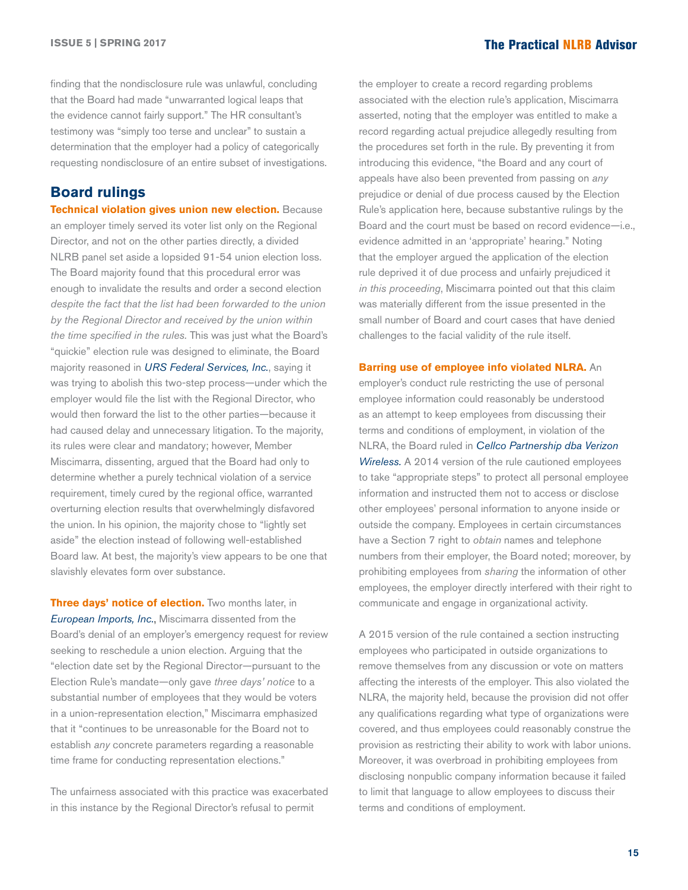finding that the nondisclosure rule was unlawful, concluding that the Board had made "unwarranted logical leaps that the evidence cannot fairly support." The HR consultant's testimony was "simply too terse and unclear" to sustain a determination that the employer had a policy of categorically requesting nondisclosure of an entire subset of investigations.

## Board rulings

**Technical violation gives union new election.** Because an employer timely served its voter list only on the Regional Director, and not on the other parties directly, a divided NLRB panel set aside a lopsided 91-54 union election loss. The Board majority found that this procedural error was enough to invalidate the results and order a second election *despite the fact that the list had been forwarded to the union by the Regional Director and received by the union within the time specified in the rules.* This was just what the Board's "quickie" election rule was designed to eliminate, the Board majority reasoned in *URS Federal Services, Inc.*, saying it was trying to abolish this two-step process—under which the employer would file the list with the Regional Director, who would then forward the list to the other parties—because it had caused delay and unnecessary litigation. To the majority, its rules were clear and mandatory; however, Member Miscimarra, dissenting, argued that the Board had only to determine whether a purely technical violation of a service requirement, timely cured by the regional office, warranted overturning election results that overwhelmingly disfavored the union. In his opinion, the majority chose to "lightly set aside" the election instead of following well-established Board law. At best, the majority's view appears to be one that slavishly elevates form over substance.

**Three days' notice of election.** Two months later, in *European Imports, Inc.*, Miscimarra dissented from the Board's denial of an employer's emergency request for review seeking to reschedule a union election. Arguing that the "election date set by the Regional Director—pursuant to the Election Rule's mandate—only gave *three days' notice* to a substantial number of employees that they would be voters in a union-representation election," Miscimarra emphasized that it "continues to be unreasonable for the Board not to establish *any* concrete parameters regarding a reasonable time frame for conducting representation elections."

The unfairness associated with this practice was exacerbated in this instance by the Regional Director's refusal to permit the employer to create a record regarding problems associated with the election rule's application, Miscimarra asserted, noting that the employer was entitled to make a record regarding actual prejudice allegedly resulting from the procedures set forth in the rule. By preventing it from introducing this evidence, "the Board and any court of appeals have also been prevented from passing on *any* prejudice or denial of due process caused by the Election Rule's application here, because substantive rulings by the Board and the court must be based on record evidence—i.e., evidence admitted in an 'appropriate' hearing." Noting that the employer argued the application of the election rule deprived it of due process and unfairly prejudiced it *in this proceeding*, Miscimarra pointed out that this claim was materially different from the issue presented in the small number of Board and court cases that have denied challenges to the facial validity of the rule itself.

**Barring use of employee info violated NLRA.** An employer's conduct rule restricting the use of personal employee information could reasonably be understood as an attempt to keep employees from discussing their terms and conditions of employment, in violation of the NLRA, the Board ruled in *Cellco Partnership dba Verizon Wireless.* A 2014 version of the rule cautioned employees to take "appropriate steps" to protect all personal employee information and instructed them not to access or disclose other employees' personal information to anyone inside or outside the company. Employees in certain circumstances have a Section 7 right to *obtain* names and telephone numbers from their employer, the Board noted; moreover, by prohibiting employees from *sharing* the information of other employees, the employer directly interfered with their right to communicate and engage in organizational activity.

A 2015 version of the rule contained a section instructing employees who participated in outside organizations to remove themselves from any discussion or vote on matters affecting the interests of the employer. This also violated the NLRA, the majority held, because the provision did not offer any qualifications regarding what type of organizations were covered, and thus employees could reasonably construe the provision as restricting their ability to work with labor unions. Moreover, it was overbroad in prohibiting employees from disclosing nonpublic company information because it failed to limit that language to allow employees to discuss their terms and conditions of employment.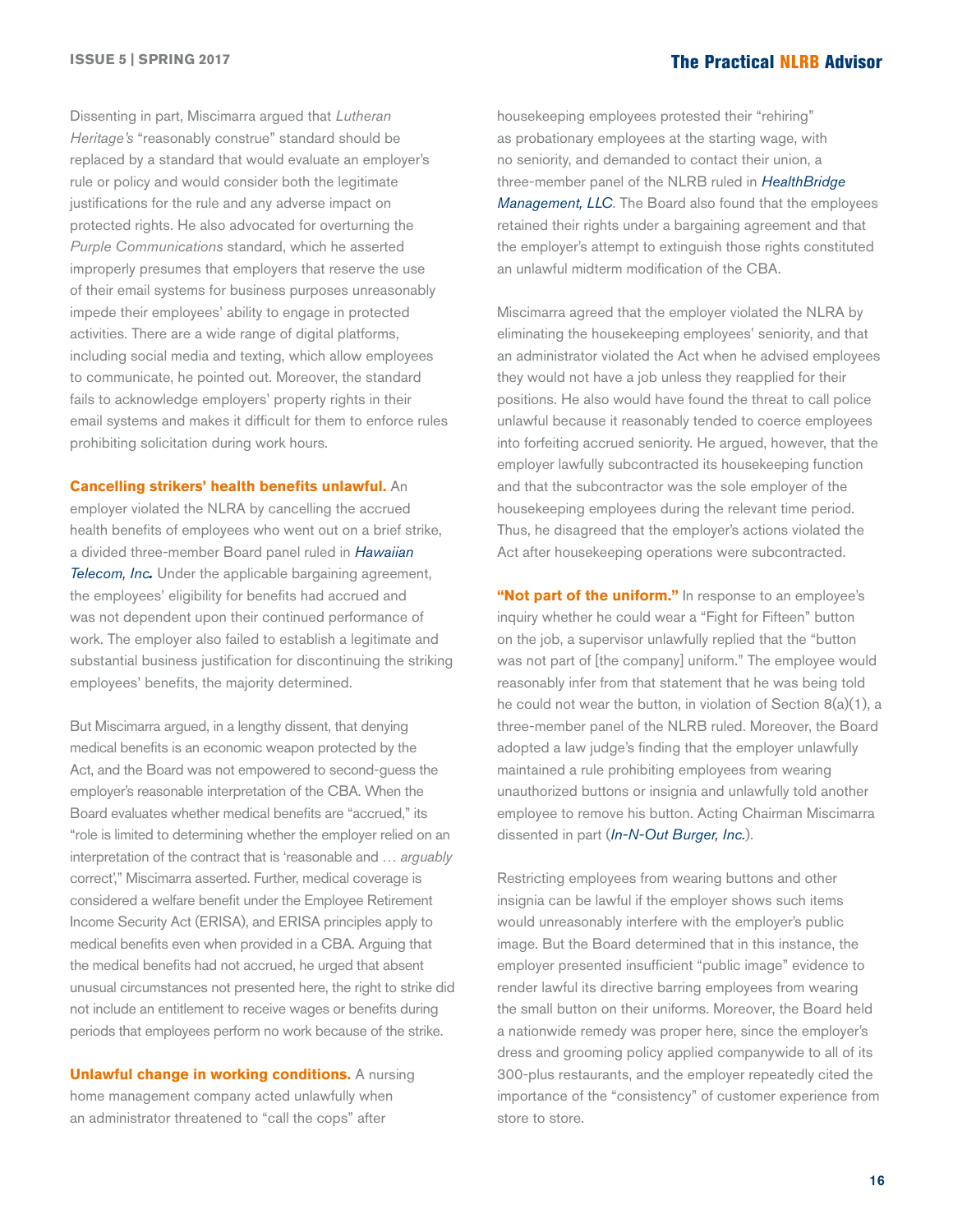Dissenting in part, Miscimarra argued that *Lutheran Heritage's* "reasonably construe" standard should be replaced by a standard that would evaluate an employer's rule or policy and would consider both the legitimate justifications for the rule and any adverse impact on protected rights. He also advocated for overturning the *Purple Communications* standard, which he asserted improperly presumes that employers that reserve the use of their email systems for business purposes unreasonably impede their employees' ability to engage in protected activities. There are a wide range of digital platforms, including social media and texting, which allow employees to communicate, he pointed out. Moreover, the standard fails to acknowledge employers' property rights in their email systems and makes it difficult for them to enforce rules prohibiting solicitation during work hours.

**Cancelling strikers' health benefits unlawful.** An employer violated the NLRA by cancelling the accrued health benefits of employees who went out on a brief strike, a divided three-member Board panel ruled in *Hawaiian Telecom, Inc.* Under the applicable bargaining agreement, the employees' eligibility for benefits had accrued and was not dependent upon their continued performance of work. The employer also failed to establish a legitimate and substantial business justification for discontinuing the striking employees' benefits, the majority determined.

But Miscimarra argued, in a lengthy dissent, that denying medical benefits is an economic weapon protected by the Act, and the Board was not empowered to second-guess the employer's reasonable interpretation of the CBA. When the Board evaluates whether medical benefits are "accrued," its "role is limited to determining whether the employer relied on an interpretation of the contract that is 'reasonable and … *arguably* correct'," Miscimarra asserted. Further, medical coverage is considered a welfare benefit under the Employee Retirement Income Security Act (ERISA), and ERISA principles apply to medical benefits even when provided in a CBA. Arguing that the medical benefits had not accrued, he urged that absent unusual circumstances not presented here, the right to strike did not include an entitlement to receive wages or benefits during periods that employees perform no work because of the strike.

**Unlawful change in working conditions.** A nursing home management company acted unlawfully when an administrator threatened to "call the cops" after housekeeping employees protested their "rehiring" as probationary employees at the starting wage, with no seniority, and demanded to contact their union, a three-member panel of the NLRB ruled in *HealthBridge Management, LLC*. The Board also found that the employees retained their rights under a bargaining agreement and that the employer's attempt to extinguish those rights constituted an unlawful midterm modification of the CBA.

Miscimarra agreed that the employer violated the NLRA by eliminating the housekeeping employees' seniority, and that an administrator violated the Act when he advised employees they would not have a job unless they reapplied for their positions. He also would have found the threat to call police unlawful because it reasonably tended to coerce employees into forfeiting accrued seniority. He argued, however, that the employer lawfully subcontracted its housekeeping function and that the subcontractor was the sole employer of the housekeeping employees during the relevant time period. Thus, he disagreed that the employer's actions violated the Act after housekeeping operations were subcontracted.

**"Not part of the uniform."** In response to an employee's inquiry whether he could wear a "Fight for Fifteen" button on the job, a supervisor unlawfully replied that the "button was not part of [the company] uniform." The employee would reasonably infer from that statement that he was being told he could not wear the button, in violation of Section 8(a)(1), a three-member panel of the NLRB ruled. Moreover, the Board adopted a law judge's finding that the employer unlawfully maintained a rule prohibiting employees from wearing unauthorized buttons or insignia and unlawfully told another employee to remove his button. Acting Chairman Miscimarra dissented in part (*In-N-Out Burger, Inc.*).

Restricting employees from wearing buttons and other insignia can be lawful if the employer shows such items would unreasonably interfere with the employer's public image. But the Board determined that in this instance, the employer presented insufficient "public image" evidence to render lawful its directive barring employees from wearing the small button on their uniforms. Moreover, the Board held a nationwide remedy was proper here, since the employer's dress and grooming policy applied companywide to all of its 300-plus restaurants, and the employer repeatedly cited the importance of the "consistency" of customer experience from store to store.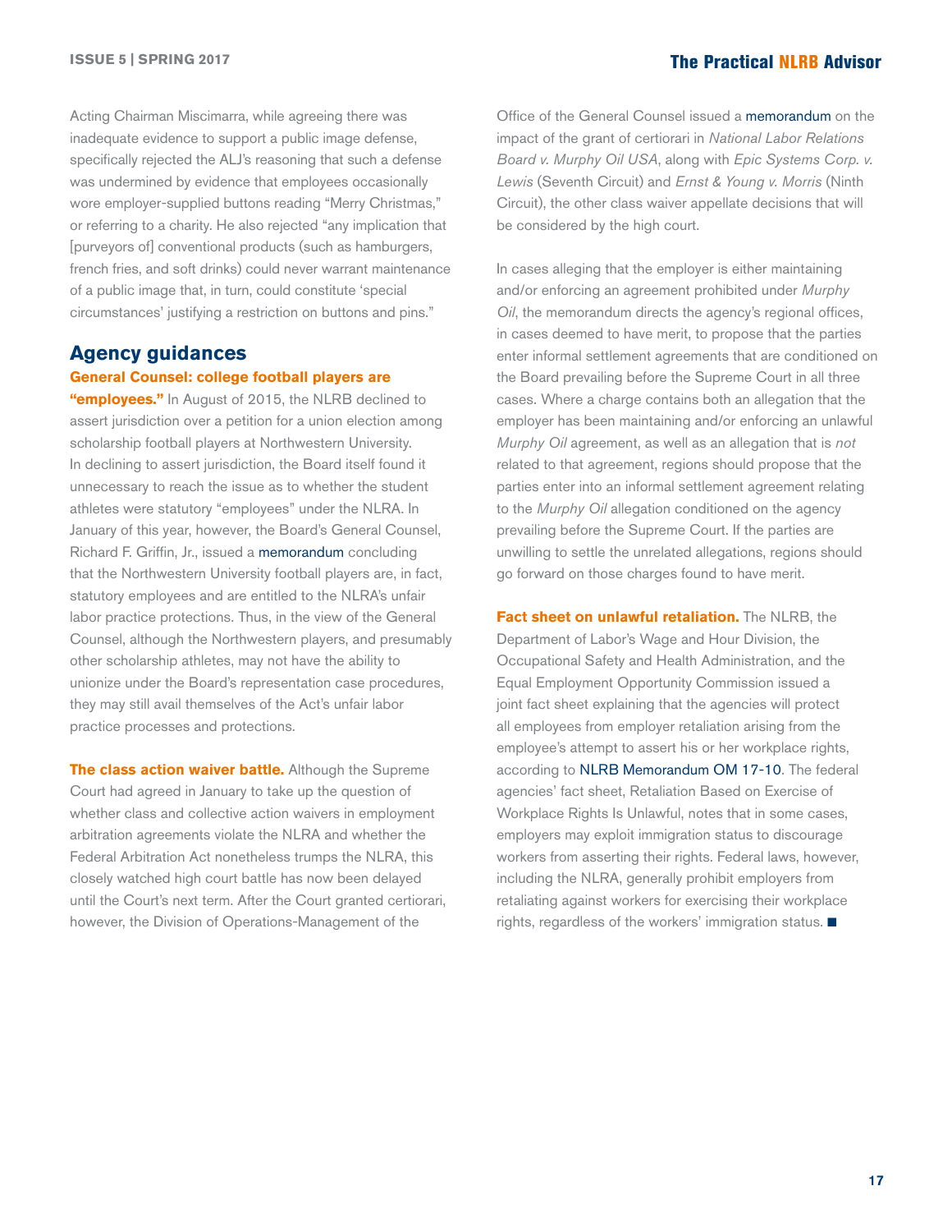Acting Chairman Miscimarra, while agreeing there was inadequate evidence to support a public image defense, specifically rejected the ALJ's reasoning that such a defense was undermined by evidence that employees occasionally wore employer-supplied buttons reading "Merry Christmas," or referring to a charity. He also rejected "any implication that [purveyors of] conventional products (such as hamburgers, french fries, and soft drinks) could never warrant maintenance of a public image that, in turn, could constitute 'special circumstances' justifying a restriction on buttons and pins."

## Agency guidances

**General Counsel: college football players are "employees."** In August of 2015, the NLRB declined to assert jurisdiction over a petition for a union election among scholarship football players at Northwestern University. In declining to assert jurisdiction, the Board itself found it unnecessary to reach the issue as to whether the student athletes were statutory "employees" under the NLRA. In January of this year, however, the Board's General Counsel, Richard F. Griffin, Jr., issued a memorandum concluding that the Northwestern University football players are, in fact, statutory employees and are entitled to the NLRA's unfair labor practice protections. Thus, in the view of the General Counsel, although the Northwestern players, and presumably other scholarship athletes, may not have the ability to unionize under the Board's representation case procedures, they may still avail themselves of the Act's unfair labor practice processes and protections.

**The class action waiver battle.** Although the Supreme Court had agreed in January to take up the question of whether class and collective action waivers in employment arbitration agreements violate the NLRA and whether the Federal Arbitration Act nonetheless trumps the NLRA, this closely watched high court battle has now been delayed until the Court's next term. After the Court granted certiorari, however, the Division of Operations-Management of the Office of the General Counsel issued a memorandum on the impact of the grant of certiorari in *National Labor Relations Board v. Murphy Oil USA*, along with *Epic Systems Corp. v. Lewis* (Seventh Circuit) and *Ernst & Young v. Morris* (Ninth Circuit), the other class waiver appellate decisions that will be considered by the high court.

In cases alleging that the employer is either maintaining and/or enforcing an agreement prohibited under *Murphy Oil*, the memorandum directs the agency's regional offices, in cases deemed to have merit, to propose that the parties enter informal settlement agreements that are conditioned on the Board prevailing before the Supreme Court in all three cases. Where a charge contains both an allegation that the employer has been maintaining and/or enforcing an unlawful *Murphy Oil* agreement, as well as an allegation that is *not* related to that agreement, regions should propose that the parties enter into an informal settlement agreement relating to the *Murphy Oil* allegation conditioned on the agency prevailing before the Supreme Court. If the parties are unwilling to settle the unrelated allegations, regions should go forward on those charges found to have merit.

**Fact sheet on unlawful retaliation.** The NLRB, the Department of Labor's Wage and Hour Division, the Occupational Safety and Health Administration, and the Equal Employment Opportunity Commission issued a joint fact sheet explaining that the agencies will protect all employees from employer retaliation arising from the employee's attempt to assert his or her workplace rights, according to NLRB Memorandum OM 17-10. The federal agencies' fact sheet, Retaliation Based on Exercise of Workplace Rights Is Unlawful, notes that in some cases, employers may exploit immigration status to discourage workers from asserting their rights. Federal laws, however, including the NLRA, generally prohibit employers from retaliating against workers for exercising their workplace rights, regardless of the workers' immigration status. ■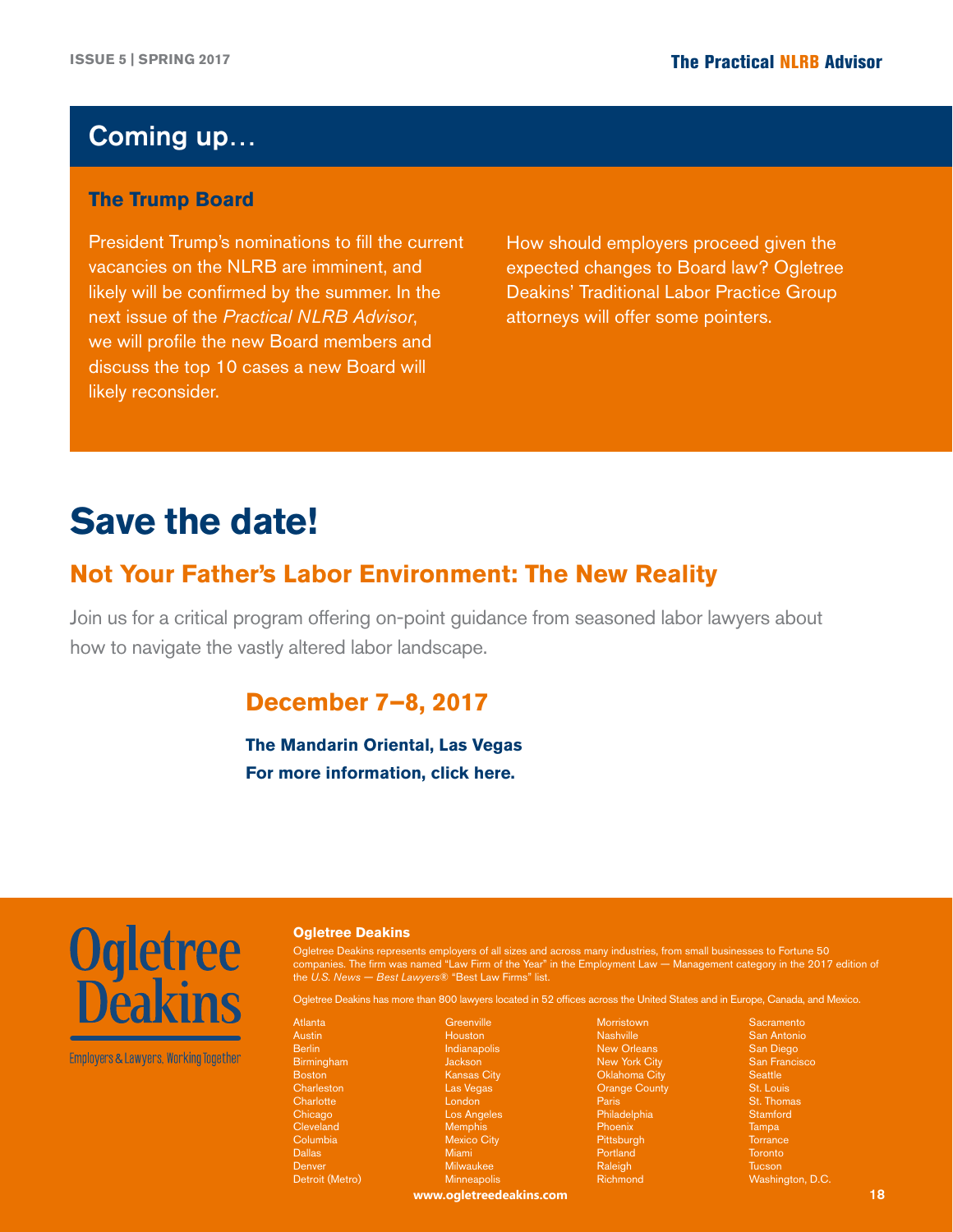## Coming up…

### The Trump Board

President Trump's nominations to fill the current vacancies on the NLRB are imminent, and likely will be confirmed by the summer. In the next issue of the *Practical NLRB Advisor*, we will profile the new Board members and discuss the top 10 cases a new Board will likely reconsider.

How should employers proceed given the expected changes to Board law? Ogletree Deakins' Traditional Labor Practice Group attorneys will offer some pointers.

# Save the date!

## Not Your Father's Labor Environment: The New Reality

Join us for a critical program offering on-point guidance from seasoned labor lawyers about how to navigate the vastly altered labor landscape.

### December 7–8, 2017

**The Mandarin Oriental, Las Vegas**
**For more information, click here.**

Ogletree Deakins

Employers & Lawyers. Working Together

**Ogletree Deakins**

Ogletree Deakins represents employers of all sizes and across many industries, from small businesses to Fortune 50 companies. The firm was named "Law Firm of the Year" in the Employment Law — Management category in the 2017 edition of the *U.S. News — Best Lawyers*® "Best Law Firms" list.

Ogletree Deakins has more than 800 lawyers located in 52 offices across the United States and in Europe, Canada, and Mexico.

Atlanta
Austin
Berlin
Birmingham
Boston
Charleston
Charlotte
Chicago
Cleveland
Columbia
Dallas
Denver
Detroit (Metro)
Greenville
Houston
Indianapolis
Jackson
Kansas City
Las Vegas
London
Los Angeles
Memphis
Mexico City
Miami
Milwaukee
Minneapolis
Morristown
Nashville
New Orleans
New York City
Oklahoma City
Orange County
Paris
Philadelphia
Phoenix
Pittsburgh
Portland
Raleigh
Richmond
Sacramento
San Antonio
San Diego
San Francisco
Seattle
St. Louis
St. Thomas
Stamford
Tampa
Torrance
Toronto
Tucson
Washington, D.C.

www.ogletreedeakins.com